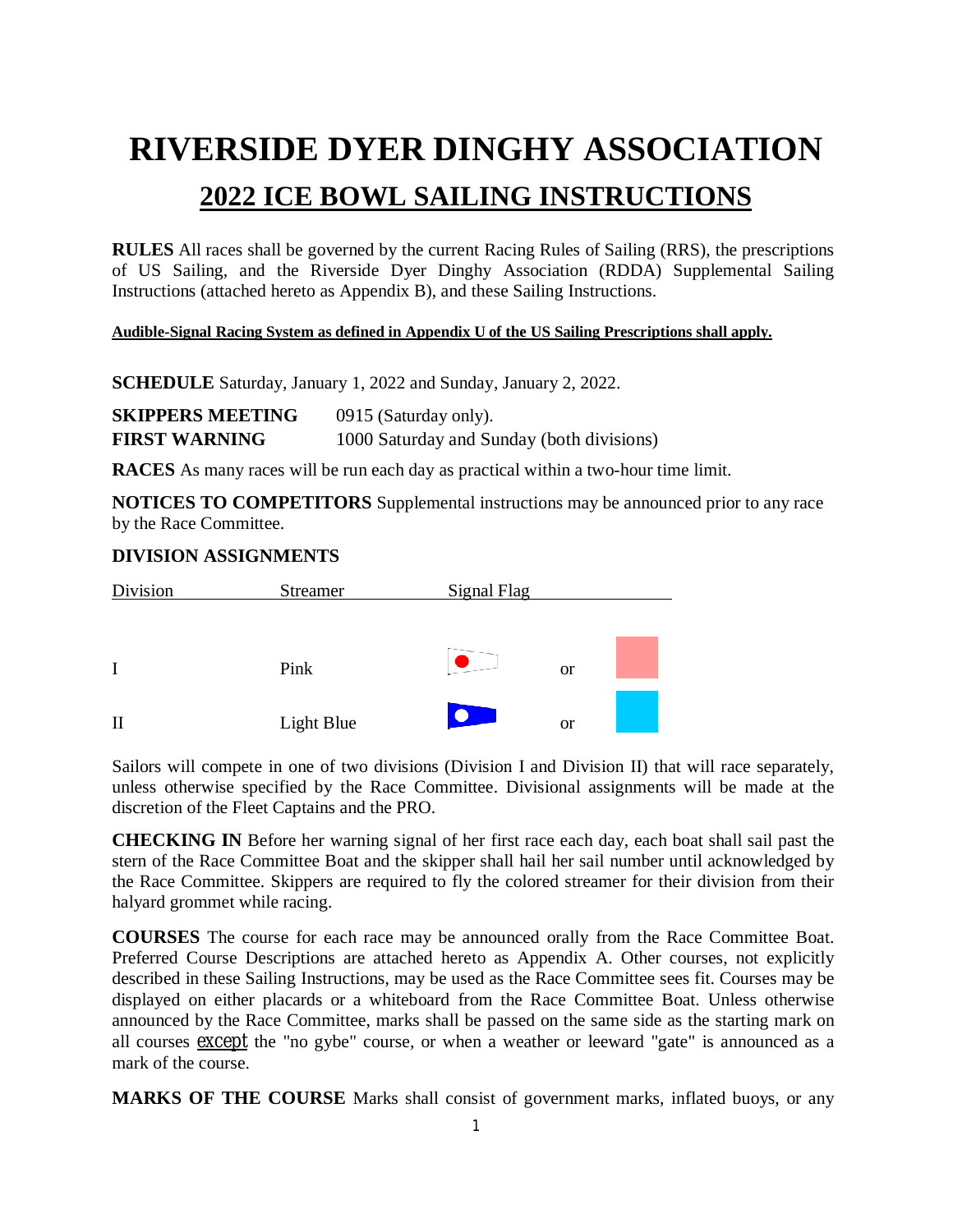# RIVERSIDE DYER DINGHY ASSOCIATION

## 2022 ICE BOWL SAILING INSTRUCTIONS

**RULES** All races shall be governed by the current Racing Rules of Sailing (RRS), the prescriptions of US Sailing, and the Riverside Dyer Dinghy Association (RDDA) Supplemental Sailing Instructions (attached hereto as Appendix B), and these Sailing Instructions.

**Audible-Signal Racing System as defined in Appendix U of the US Sailing Prescriptions shall apply.**

**SCHEDULE** Saturday, January 1, 2022 and Sunday, January 2, 2022.

**SKIPPERS MEETING** 0915 (Saturday only).
**FIRST WARNING** 1000 Saturday and Sunday (both divisions)

**RACES** As many races will be run each day as practical within a two-hour time limit.

**NOTICES TO COMPETITORS** Supplemental instructions may be announced prior to any race by the Race Committee.

**DIVISION ASSIGNMENTS**

| Division | Streamer | Signal Flag | | |
|---|---|---|---|---|
| I | Pink | | or | |
| II | Light Blue | | or | |

Sailors will compete in one of two divisions (Division I and Division II) that will race separately, unless otherwise specified by the Race Committee. Divisional assignments will be made at the discretion of the Fleet Captains and the PRO.

**CHECKING IN** Before her warning signal of her first race each day, each boat shall sail past the stern of the Race Committee Boat and the skipper shall hail her sail number until acknowledged by the Race Committee. Skippers are required to fly the colored streamer for their division from their halyard grommet while racing.

**COURSES** The course for each race may be announced orally from the Race Committee Boat. Preferred Course Descriptions are attached hereto as Appendix A. Other courses, not explicitly described in these Sailing Instructions, may be used as the Race Committee sees fit. Courses may be displayed on either placards or a whiteboard from the Race Committee Boat. Unless otherwise announced by the Race Committee, marks shall be passed on the same side as the starting mark on all courses except the "no gybe" course, or when a weather or leeward "gate" is announced as a mark of the course.

**MARKS OF THE COURSE** Marks shall consist of government marks, inflated buoys, or any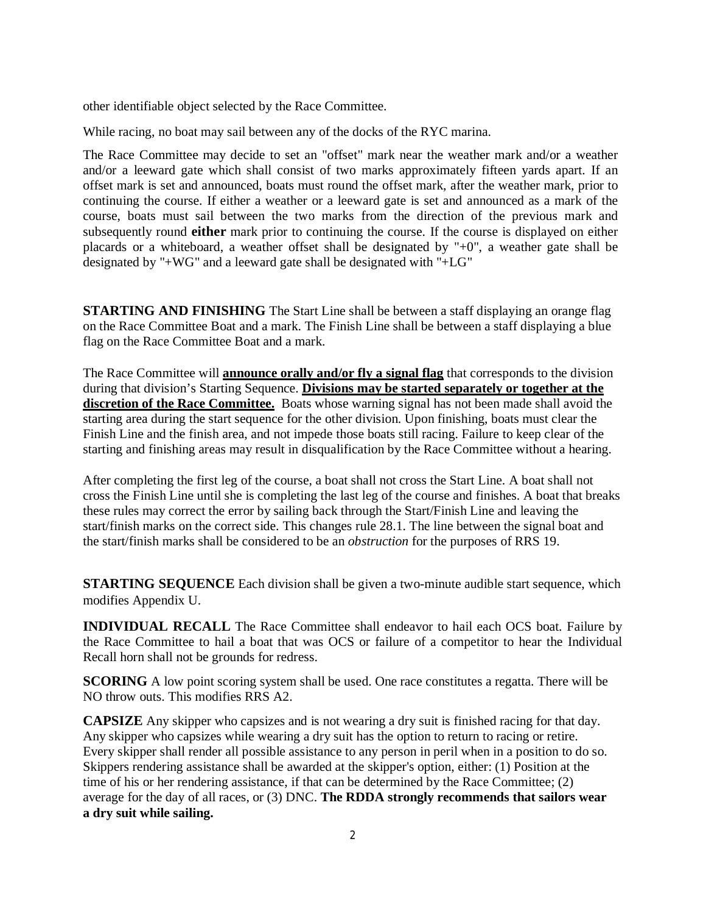other identifiable object selected by the Race Committee.

While racing, no boat may sail between any of the docks of the RYC marina.

The Race Committee may decide to set an "offset" mark near the weather mark and/or a weather and/or a leeward gate which shall consist of two marks approximately fifteen yards apart. If an offset mark is set and announced, boats must round the offset mark, after the weather mark, prior to continuing the course. If either a weather or a leeward gate is set and announced as a mark of the course, boats must sail between the two marks from the direction of the previous mark and subsequently round **either** mark prior to continuing the course. If the course is displayed on either placards or a whiteboard, a weather offset shall be designated by "+0", a weather gate shall be designated by "+WG" and a leeward gate shall be designated with "+LG"

**STARTING AND FINISHING** The Start Line shall be between a staff displaying an orange flag on the Race Committee Boat and a mark. The Finish Line shall be between a staff displaying a blue flag on the Race Committee Boat and a mark.

The Race Committee will **announce orally and/or fly a signal flag** that corresponds to the division during that division's Starting Sequence. **Divisions may be started separately or together at the discretion of the Race Committee.** Boats whose warning signal has not been made shall avoid the starting area during the start sequence for the other division. Upon finishing, boats must clear the Finish Line and the finish area, and not impede those boats still racing. Failure to keep clear of the starting and finishing areas may result in disqualification by the Race Committee without a hearing.

After completing the first leg of the course, a boat shall not cross the Start Line. A boat shall not cross the Finish Line until she is completing the last leg of the course and finishes. A boat that breaks these rules may correct the error by sailing back through the Start/Finish Line and leaving the start/finish marks on the correct side. This changes rule 28.1. The line between the signal boat and the start/finish marks shall be considered to be an *obstruction* for the purposes of RRS 19.

**STARTING SEQUENCE** Each division shall be given a two-minute audible start sequence, which modifies Appendix U.

**INDIVIDUAL RECALL** The Race Committee shall endeavor to hail each OCS boat. Failure by the Race Committee to hail a boat that was OCS or failure of a competitor to hear the Individual Recall horn shall not be grounds for redress.

**SCORING** A low point scoring system shall be used. One race constitutes a regatta. There will be NO throw outs. This modifies RRS A2.

**CAPSIZE** Any skipper who capsizes and is not wearing a dry suit is finished racing for that day. Any skipper who capsizes while wearing a dry suit has the option to return to racing or retire. Every skipper shall render all possible assistance to any person in peril when in a position to do so. Skippers rendering assistance shall be awarded at the skipper's option, either: (1) Position at the time of his or her rendering assistance, if that can be determined by the Race Committee; (2) average for the day of all races, or (3) DNC. **The RDDA strongly recommends that sailors wear a dry suit while sailing.**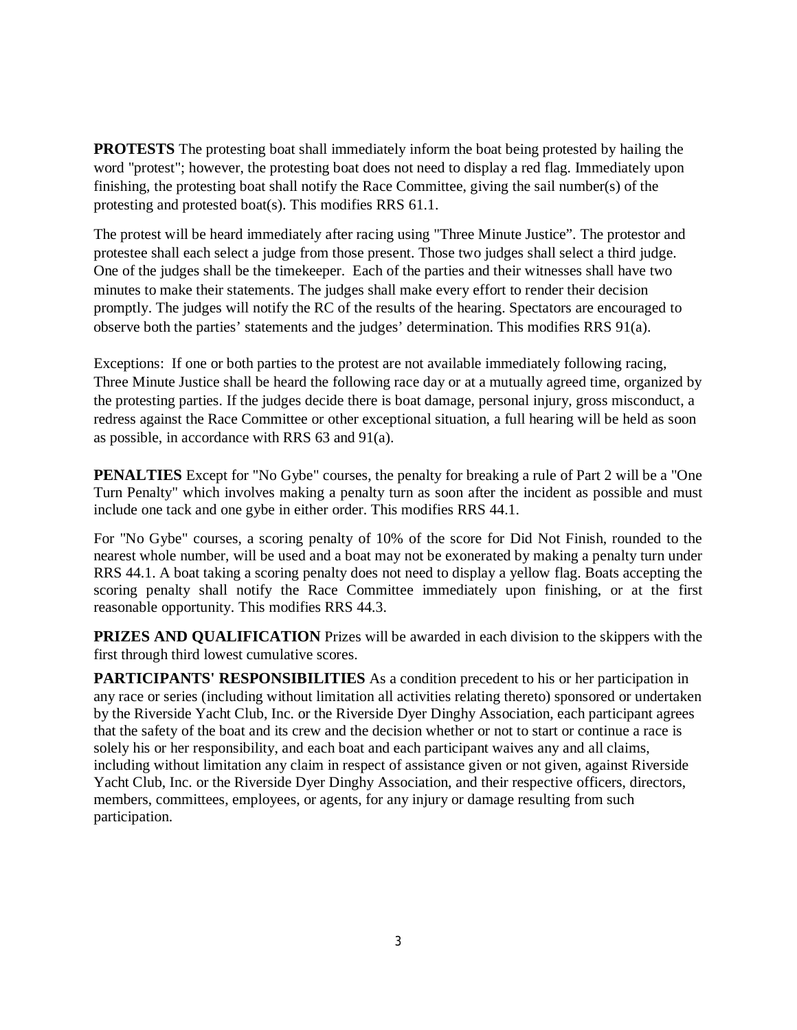**PROTESTS** The protesting boat shall immediately inform the boat being protested by hailing the word "protest"; however, the protesting boat does not need to display a red flag. Immediately upon finishing, the protesting boat shall notify the Race Committee, giving the sail number(s) of the protesting and protested boat(s). This modifies RRS 61.1.

The protest will be heard immediately after racing using "Three Minute Justice". The protestor and protestee shall each select a judge from those present. Those two judges shall select a third judge. One of the judges shall be the timekeeper. Each of the parties and their witnesses shall have two minutes to make their statements. The judges shall make every effort to render their decision promptly. The judges will notify the RC of the results of the hearing. Spectators are encouraged to observe both the parties' statements and the judges' determination. This modifies RRS 91(a).

Exceptions: If one or both parties to the protest are not available immediately following racing, Three Minute Justice shall be heard the following race day or at a mutually agreed time, organized by the protesting parties. If the judges decide there is boat damage, personal injury, gross misconduct, a redress against the Race Committee or other exceptional situation, a full hearing will be held as soon as possible, in accordance with RRS 63 and 91(a).

**PENALTIES** Except for "No Gybe" courses, the penalty for breaking a rule of Part 2 will be a "One Turn Penalty" which involves making a penalty turn as soon after the incident as possible and must include one tack and one gybe in either order. This modifies RRS 44.1.

For "No Gybe" courses, a scoring penalty of 10% of the score for Did Not Finish, rounded to the nearest whole number, will be used and a boat may not be exonerated by making a penalty turn under RRS 44.1. A boat taking a scoring penalty does not need to display a yellow flag. Boats accepting the scoring penalty shall notify the Race Committee immediately upon finishing, or at the first reasonable opportunity. This modifies RRS 44.3.

**PRIZES AND QUALIFICATION** Prizes will be awarded in each division to the skippers with the first through third lowest cumulative scores.

**PARTICIPANTS' RESPONSIBILITIES** As a condition precedent to his or her participation in any race or series (including without limitation all activities relating thereto) sponsored or undertaken by the Riverside Yacht Club, Inc. or the Riverside Dyer Dinghy Association, each participant agrees that the safety of the boat and its crew and the decision whether or not to start or continue a race is solely his or her responsibility, and each boat and each participant waives any and all claims, including without limitation any claim in respect of assistance given or not given, against Riverside Yacht Club, Inc. or the Riverside Dyer Dinghy Association, and their respective officers, directors, members, committees, employees, or agents, for any injury or damage resulting from such participation.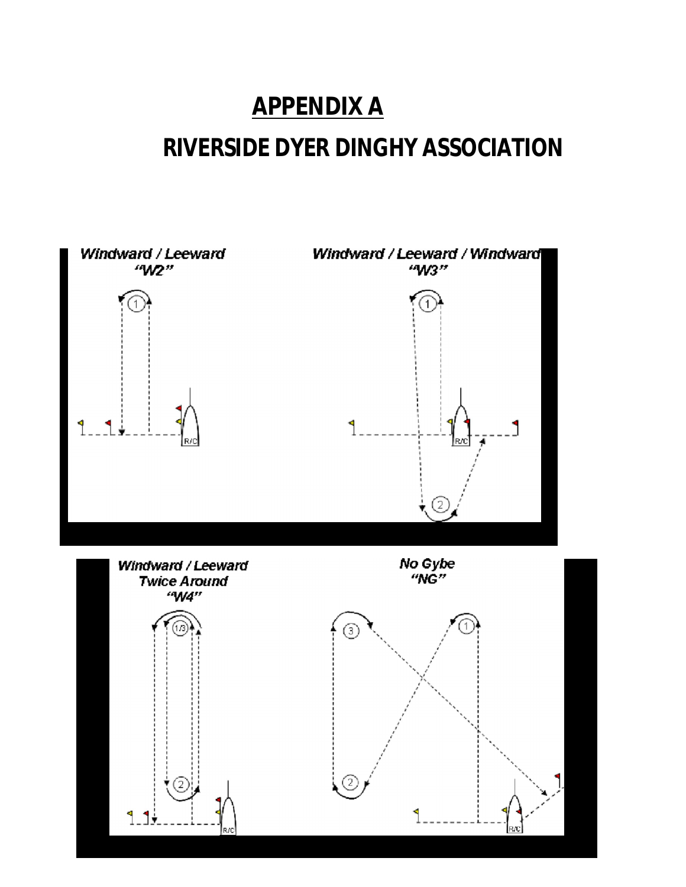# APPENDIX A

## RIVERSIDE DYER DINGHY ASSOCIATION

*Windward / Leeward*
*"W2"*

*Windward / Leeward / Windward*
*"W3"*

*Windward / Leeward*
*Twice Around*
*"W4"*

*No Gybe*
*"NG"*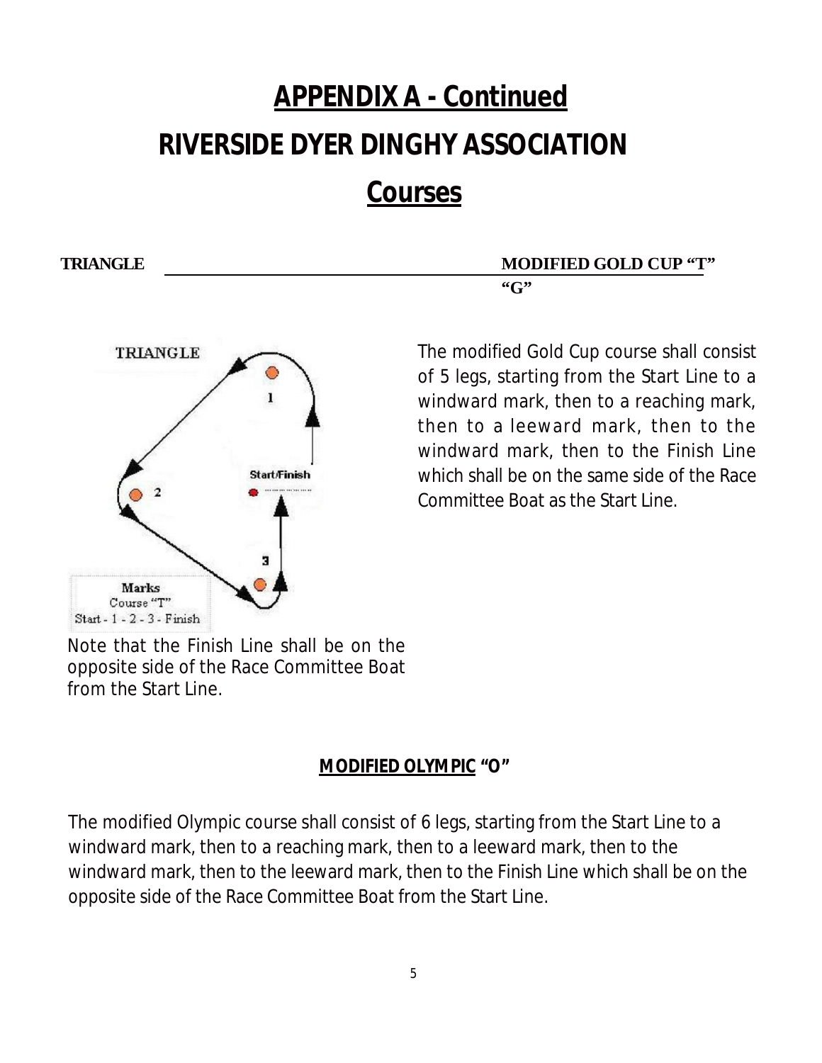# APPENDIX A - Continued

# RIVERSIDE DYER DINGHY ASSOCIATION

## Courses

**TRIANGLE** **MODIFIED GOLD CUP "T" "G"**

TRIANGLE

1

2

Start/Finish

3

Marks
Course "T"
Start - 1 - 2 - 3 - Finish

Note that the Finish Line shall be on the opposite side of the Race Committee Boat from the Start Line.

The modified Gold Cup course shall consist of 5 legs, starting from the Start Line to a windward mark, then to a reaching mark, then to a leeward mark, then to the windward mark, then to the Finish Line which shall be on the same side of the Race Committee Boat as the Start Line.

### MODIFIED OLYMPIC "O"

The modified Olympic course shall consist of 6 legs, starting from the Start Line to a windward mark, then to a reaching mark, then to a leeward mark, then to the windward mark, then to the leeward mark, then to the Finish Line which shall be on the opposite side of the Race Committee Boat from the Start Line.